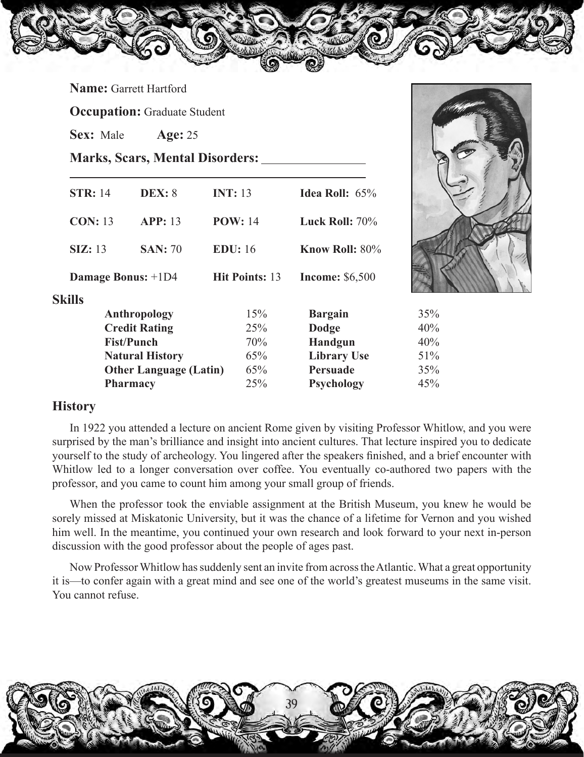**Name:** Garrett Hartford

**Occupation:** Graduate Student

**Sex:** Male **Age:** 25

**Marks, Scars, Mental Disorders:** ________________

| | | | |
|---|---|---|---|
| **STR:** 14 | **DEX:** 8 | **INT:** 13 | **Idea Roll:** 65% |
| **CON:** 13 | **APP:** 13 | **POW:** 14 | **Luck Roll:** 70% |
| **SIZ:** 13 | **SAN:** 70 | **EDU:** 16 | **Know Roll:** 80% |
| **Damage Bonus:** +1D4 | | **Hit Points:** 13 | **Income:** $6,500 |

## Skills

| Skill | % | Skill | % |
|---|---|---|---|
| **Anthropology** | 15% | **Bargain** | 35% |
| **Credit Rating** | 25% | **Dodge** | 40% |
| **Fist/Punch** | 70% | **Handgun** | 40% |
| **Natural History** | 65% | **Library Use** | 51% |
| **Other Language (Latin)** | 65% | **Persuade** | 35% |
| **Pharmacy** | 25% | **Psychology** | 45% |

## History

In 1922 you attended a lecture on ancient Rome given by visiting Professor Whitlow, and you were surprised by the man's brilliance and insight into ancient cultures. That lecture inspired you to dedicate yourself to the study of archeology. You lingered after the speakers finished, and a brief encounter with Whitlow led to a longer conversation over coffee. You eventually co-authored two papers with the professor, and you came to count him among your small group of friends.

When the professor took the enviable assignment at the British Museum, you knew he would be sorely missed at Miskatonic University, but it was the chance of a lifetime for Vernon and you wished him well. In the meantime, you continued your own research and look forward to your next in-person discussion with the good professor about the people of ages past.

Now Professor Whitlow has suddenly sent an invite from across the Atlantic. What a great opportunity it is—to confer again with a great mind and see one of the world's greatest museums in the same visit. You cannot refuse.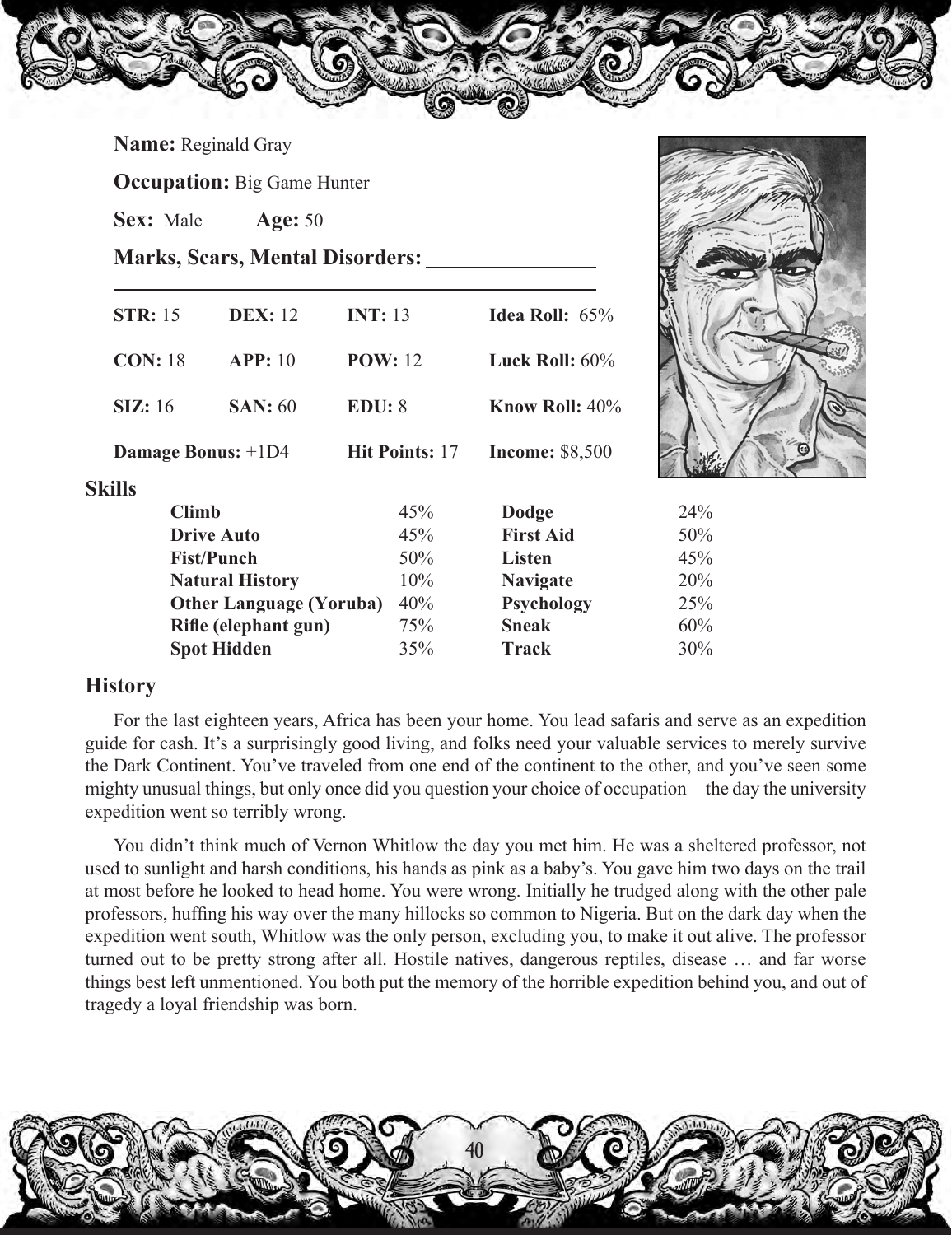**Name:** Reginald Gray

**Occupation:** Big Game Hunter

**Sex:** Male **Age:** 50

**Marks, Scars, Mental Disorders:** ________________

| | | | |
|---|---|---|---|
| **STR:** 15 | **DEX:** 12 | **INT:** 13 | **Idea Roll:** 65% |
| **CON:** 18 | **APP:** 10 | **POW:** 12 | **Luck Roll:** 60% |
| **SIZ:** 16 | **SAN:** 60 | **EDU:** 8 | **Know Roll:** 40% |
| **Damage Bonus:** +1D4 | | **Hit Points:** 17 | **Income:** $8,500 |

## Skills

| Skill | % | Skill | % |
|---|---|---|---|
| **Climb** | 45% | **Dodge** | 24% |
| **Drive Auto** | 45% | **First Aid** | 50% |
| **Fist/Punch** | 50% | **Listen** | 45% |
| **Natural History** | 10% | **Navigate** | 20% |
| **Other Language (Yoruba)** | 40% | **Psychology** | 25% |
| **Rifle (elephant gun)** | 75% | **Sneak** | 60% |
| **Spot Hidden** | 35% | **Track** | 30% |

## History

For the last eighteen years, Africa has been your home. You lead safaris and serve as an expedition guide for cash. It's a surprisingly good living, and folks need your valuable services to merely survive the Dark Continent. You've traveled from one end of the continent to the other, and you've seen some mighty unusual things, but only once did you question your choice of occupation—the day the university expedition went so terribly wrong.

You didn't think much of Vernon Whitlow the day you met him. He was a sheltered professor, not used to sunlight and harsh conditions, his hands as pink as a baby's. You gave him two days on the trail at most before he looked to head home. You were wrong. Initially he trudged along with the other pale professors, huffing his way over the many hillocks so common to Nigeria. But on the dark day when the expedition went south, Whitlow was the only person, excluding you, to make it out alive. The professor turned out to be pretty strong after all. Hostile natives, dangerous reptiles, disease … and far worse things best left unmentioned. You both put the memory of the horrible expedition behind you, and out of tragedy a loyal friendship was born.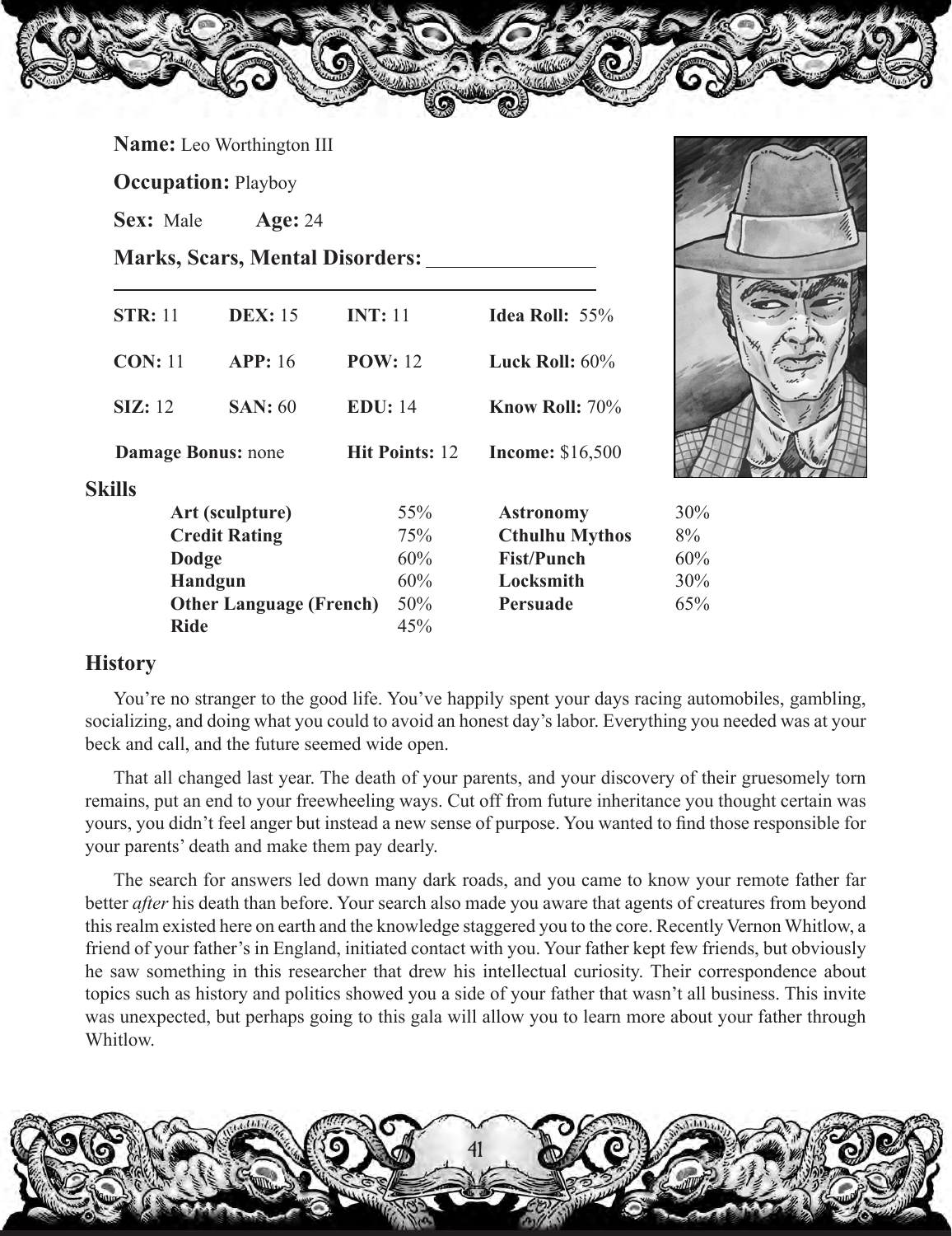**Name:** Leo Worthington III

**Occupation:** Playboy

**Sex:** Male **Age:** 24

**Marks, Scars, Mental Disorders:** ________________

| | | | |
|---|---|---|---|
| **STR:** 11 | **DEX:** 15 | **INT:** 11 | **Idea Roll:** 55% |
| **CON:** 11 | **APP:** 16 | **POW:** 12 | **Luck Roll:** 60% |
| **SIZ:** 12 | **SAN:** 60 | **EDU:** 14 | **Know Roll:** 70% |
| **Damage Bonus:** none | | **Hit Points:** 12 | **Income:** $16,500 |

## Skills

| | | | |
|---|---|---|---|
| **Art (sculpture)** | 55% | **Astronomy** | 30% |
| **Credit Rating** | 75% | **Cthulhu Mythos** | 8% |
| **Dodge** | 60% | **Fist/Punch** | 60% |
| **Handgun** | 60% | **Locksmith** | 30% |
| **Other Language (French)** | 50% | **Persuade** | 65% |
| **Ride** | 45% | | |

## History

You're no stranger to the good life. You've happily spent your days racing automobiles, gambling, socializing, and doing what you could to avoid an honest day's labor. Everything you needed was at your beck and call, and the future seemed wide open.

That all changed last year. The death of your parents, and your discovery of their gruesomely torn remains, put an end to your freewheeling ways. Cut off from future inheritance you thought certain was yours, you didn't feel anger but instead a new sense of purpose. You wanted to find those responsible for your parents' death and make them pay dearly.

The search for answers led down many dark roads, and you came to know your remote father far better *after* his death than before. Your search also made you aware that agents of creatures from beyond this realm existed here on earth and the knowledge staggered you to the core. Recently Vernon Whitlow, a friend of your father's in England, initiated contact with you. Your father kept few friends, but obviously he saw something in this researcher that drew his intellectual curiosity. Their correspondence about topics such as history and politics showed you a side of your father that wasn't all business. This invite was unexpected, but perhaps going to this gala will allow you to learn more about your father through Whitlow.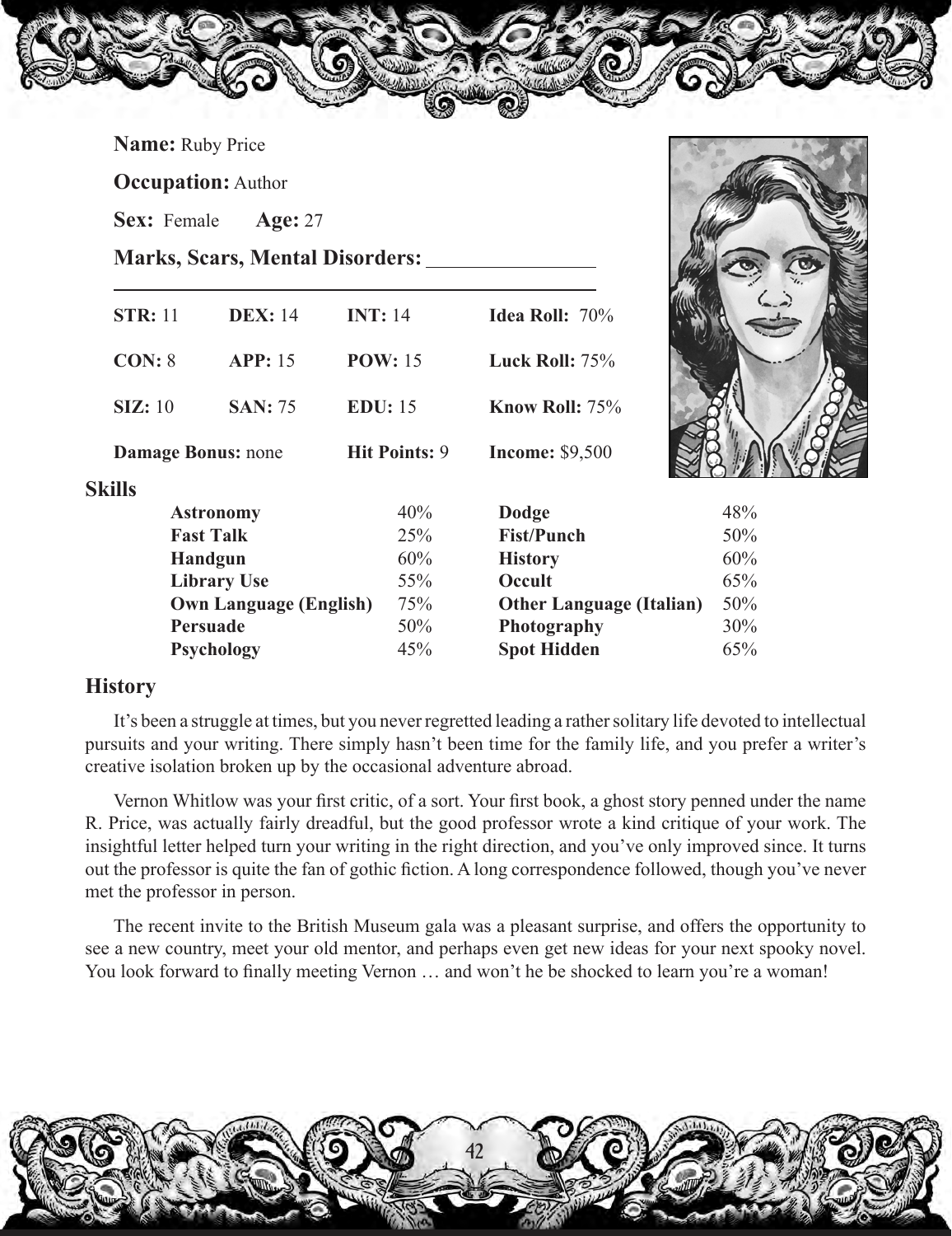**Name:** Ruby Price

**Occupation:** Author

**Sex:** Female **Age:** 27

**Marks, Scars, Mental Disorders:** ________________

| | | | |
|---|---|---|---|
| **STR:** 11 | **DEX:** 14 | **INT:** 14 | **Idea Roll:** 70% |
| **CON:** 8 | **APP:** 15 | **POW:** 15 | **Luck Roll:** 75% |
| **SIZ:** 10 | **SAN:** 75 | **EDU:** 15 | **Know Roll:** 75% |
| **Damage Bonus:** none | | **Hit Points:** 9 | **Income:** $9,500 |

## Skills

| | | | |
|---|---|---|---|
| **Astronomy** | 40% | **Dodge** | 48% |
| **Fast Talk** | 25% | **Fist/Punch** | 50% |
| **Handgun** | 60% | **History** | 60% |
| **Library Use** | 55% | **Occult** | 65% |
| **Own Language (English)** | 75% | **Other Language (Italian)** | 50% |
| **Persuade** | 50% | **Photography** | 30% |
| **Psychology** | 45% | **Spot Hidden** | 65% |

## History

It's been a struggle at times, but you never regretted leading a rather solitary life devoted to intellectual pursuits and your writing. There simply hasn't been time for the family life, and you prefer a writer's creative isolation broken up by the occasional adventure abroad.

Vernon Whitlow was your first critic, of a sort. Your first book, a ghost story penned under the name R. Price, was actually fairly dreadful, but the good professor wrote a kind critique of your work. The insightful letter helped turn your writing in the right direction, and you've only improved since. It turns out the professor is quite the fan of gothic fiction. A long correspondence followed, though you've never met the professor in person.

The recent invite to the British Museum gala was a pleasant surprise, and offers the opportunity to see a new country, meet your old mentor, and perhaps even get new ideas for your next spooky novel. You look forward to finally meeting Vernon … and won't he be shocked to learn you're a woman!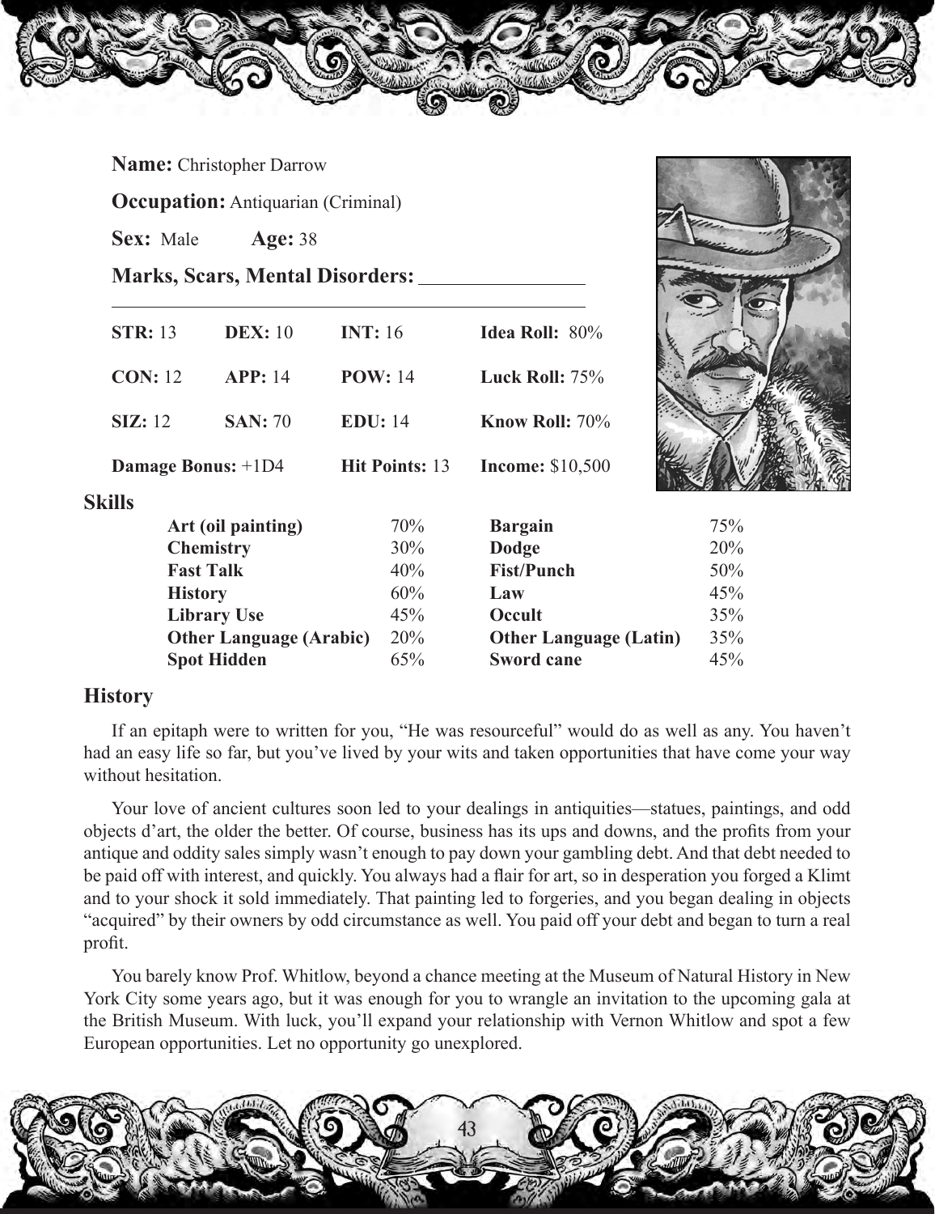**Name:** Christopher Darrow

**Occupation:** Antiquarian (Criminal)

**Sex:** Male **Age:** 38

**Marks, Scars, Mental Disorders:** ________________

| | | | |
|---|---|---|---|
| **STR:** 13 | **DEX:** 10 | **INT:** 16 | **Idea Roll:** 80% |
| **CON:** 12 | **APP:** 14 | **POW:** 14 | **Luck Roll:** 75% |
| **SIZ:** 12 | **SAN:** 70 | **EDU:** 14 | **Know Roll:** 70% |
| **Damage Bonus:** +1D4 | | **Hit Points:** 13 | **Income:** $10,500 |

## Skills

| | | | |
|---|---|---|---|
| **Art (oil painting)** | 70% | **Bargain** | 75% |
| **Chemistry** | 30% | **Dodge** | 20% |
| **Fast Talk** | 40% | **Fist/Punch** | 50% |
| **History** | 60% | **Law** | 45% |
| **Library Use** | 45% | **Occult** | 35% |
| **Other Language (Arabic)** | 20% | **Other Language (Latin)** | 35% |
| **Spot Hidden** | 65% | **Sword cane** | 45% |

## History

If an epitaph were to written for you, "He was resourceful" would do as well as any. You haven't had an easy life so far, but you've lived by your wits and taken opportunities that have come your way without hesitation.

Your love of ancient cultures soon led to your dealings in antiquities—statues, paintings, and odd objects d'art, the older the better. Of course, business has its ups and downs, and the profits from your antique and oddity sales simply wasn't enough to pay down your gambling debt. And that debt needed to be paid off with interest, and quickly. You always had a flair for art, so in desperation you forged a Klimt and to your shock it sold immediately. That painting led to forgeries, and you began dealing in objects "acquired" by their owners by odd circumstance as well. You paid off your debt and began to turn a real profit.

You barely know Prof. Whitlow, beyond a chance meeting at the Museum of Natural History in New York City some years ago, but it was enough for you to wrangle an invitation to the upcoming gala at the British Museum. With luck, you'll expand your relationship with Vernon Whitlow and spot a few European opportunities. Let no opportunity go unexplored.